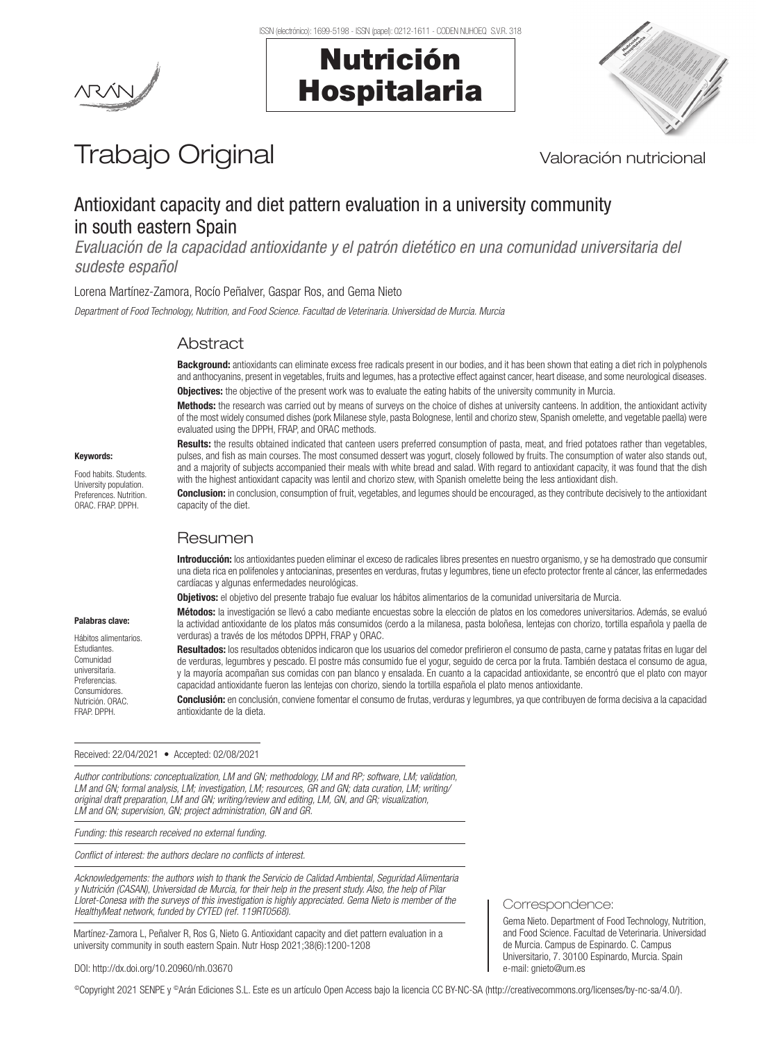Trabajo Original

Valoración nutricional

# Antioxidant capacity and diet pattern evaluation in a university community in south eastern Spain

*Evaluación de la capacidad antioxidante y el patrón dietético en una comunidad universitaria del sudeste español*

Lorena Martínez-Zamora, Rocío Peñalver, Gaspar Ros, and Gema Nieto

*Department of Food Technology, Nutrition, and Food Science. Facultad de Veterinaria. Universidad de Murcia. Murcia*

## Abstract

**Background:** antioxidants can eliminate excess free radicals present in our bodies, and it has been shown that eating a diet rich in polyphenols and anthocyanins, present in vegetables, fruits and legumes, has a protective effect against cancer, heart disease, and some neurological diseases.

**Objectives:** the objective of the present work was to evaluate the eating habits of the university community in Murcia.

**Methods:** the research was carried out by means of surveys on the choice of dishes at university canteens. In addition, the antioxidant activity of the most widely consumed dishes (pork Milanese style, pasta Bolognese, lentil and chorizo stew, Spanish omelette, and vegetable paella) were evaluated using the DPPH, FRAP, and ORAC methods.

**Results:** the results obtained indicated that canteen users preferred consumption of pasta, meat, and fried potatoes rather than vegetables, pulses, and fish as main courses. The most consumed dessert was yogurt, closely followed by fruits. The consumption of water also stands out, and a majority of subjects accompanied their meals with white bread and salad. With regard to antioxidant capacity, it was found that the dish with the highest antioxidant capacity was lentil and chorizo stew, with Spanish omelette being the less antioxidant dish.

**Conclusion:** in conclusion, consumption of fruit, vegetables, and legumes should be encouraged, as they contribute decisively to the antioxidant capacity of the diet.

**Keywords:**

Food habits. Students. University population. Preferences. Nutrition. ORAC. FRAP. DPPH.

## Resumen

**Introducción:** los antioxidantes pueden eliminar el exceso de radicales libres presentes en nuestro organismo, y se ha demostrado que consumir una dieta rica en polifenoles y antocianinas, presentes en verduras, frutas y legumbres, tiene un efecto protector frente al cáncer, las enfermedades cardíacas y algunas enfermedades neurológicas.

**Objetivos:** el objetivo del presente trabajo fue evaluar los hábitos alimentarios de la comunidad universitaria de Murcia.

**Métodos:** la investigación se llevó a cabo mediante encuestas sobre la elección de platos en los comedores universitarios. Además, se evaluó la actividad antioxidante de los platos más consumidos (cerdo a la milanesa, pasta boloñesa, lentejas con chorizo, tortilla española y paella de verduras) a través de los métodos DPPH, FRAP y ORAC.

**Resultados:** los resultados obtenidos indicaron que los usuarios del comedor prefirieron el consumo de pasta, carne y patatas fritas en lugar del de verduras, legumbres y pescado. El postre más consumido fue el yogur, seguido de cerca por la fruta. También destaca el consumo de agua, y la mayoría acompañan sus comidas con pan blanco y ensalada. En cuanto a la capacidad antioxidante, se encontró que el plato con mayor capacidad antioxidante fueron las lentejas con chorizo, siendo la tortilla española el plato menos antioxidante.

**Conclusión:** en conclusión, conviene fomentar el consumo de frutas, verduras y legumbres, ya que contribuyen de forma decisiva a la capacidad antioxidante de la dieta.

**Palabras clave:**

Hábitos alimentarios. Estudiantes. Comunidad universitaria. Preferencias. Consumidores. Nutrición. ORAC. FRAP. DPPH.

Received: 22/04/2021 • Accepted: 02/08/2021

*Author contributions: conceptualization, LM and GN; methodology, LM and RP; software, LM; validation, LM and GN; formal analysis, LM; investigation, LM; resources, GR and GN; data curation, LM; writing/original draft preparation, LM and GN; writing/review and editing, LM, GN, and GR; visualization, LM and GN; supervision, GN; project administration, GN and GR.*

*Funding: this research received no external funding.*

*Conflict of interest: the authors declare no conflicts of interest.*

*Acknowledgements: the authors wish to thank the Servicio de Calidad Ambiental, Seguridad Alimentaria y Nutrición (CASAN), Universidad de Murcia, for their help in the present study. Also, the help of Pilar Lloret-Conesa with the surveys of this investigation is highly appreciated. Gema Nieto is member of the HealthyMeat network, funded by CYTED (ref. 119RT0568).*

Martínez-Zamora L, Peñalver R, Ros G, Nieto G. Antioxidant capacity and diet pattern evaluation in a university community in south eastern Spain. Nutr Hosp 2021;38(6):1200-1208

DOI: http://dx.doi.org/10.20960/nh.03670

Correspondence:

Gema Nieto. Department of Food Technology, Nutrition, and Food Science. Facultad de Veterinaria. Universidad de Murcia. Campus de Espinardo. C. Campus Universitario, 7. 30100 Espinardo, Murcia. Spain
e-mail: gnieto@um.es

©Copyright 2021 SENPE y ©Arán Ediciones S.L. Este es un artículo Open Access bajo la licencia CC BY-NC-SA (http://creativecommons.org/licenses/by-nc-sa/4.0/).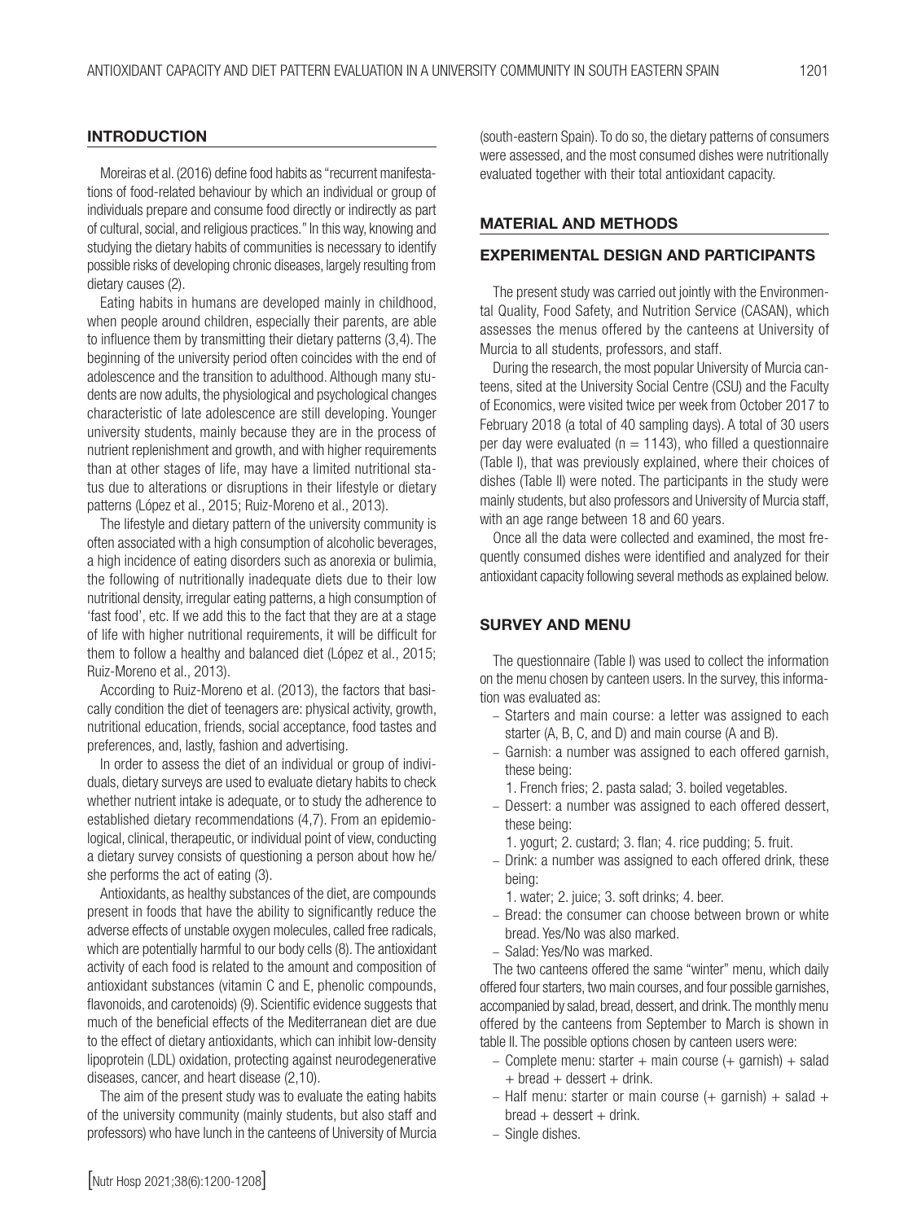## INTRODUCTION

Moreiras et al. (2016) define food habits as "recurrent manifestations of food-related behaviour by which an individual or group of individuals prepare and consume food directly or indirectly as part of cultural, social, and religious practices." In this way, knowing and studying the dietary habits of communities is necessary to identify possible risks of developing chronic diseases, largely resulting from dietary causes (2).

Eating habits in humans are developed mainly in childhood, when people around children, especially their parents, are able to influence them by transmitting their dietary patterns (3,4). The beginning of the university period often coincides with the end of adolescence and the transition to adulthood. Although many students are now adults, the physiological and psychological changes characteristic of late adolescence are still developing. Younger university students, mainly because they are in the process of nutrient replenishment and growth, and with higher requirements than at other stages of life, may have a limited nutritional status due to alterations or disruptions in their lifestyle or dietary patterns (López et al., 2015; Ruiz-Moreno et al., 2013).

The lifestyle and dietary pattern of the university community is often associated with a high consumption of alcoholic beverages, a high incidence of eating disorders such as anorexia or bulimia, the following of nutritionally inadequate diets due to their low nutritional density, irregular eating patterns, a high consumption of 'fast food', etc. If we add this to the fact that they are at a stage of life with higher nutritional requirements, it will be difficult for them to follow a healthy and balanced diet (López et al., 2015; Ruiz-Moreno et al., 2013).

According to Ruiz-Moreno et al. (2013), the factors that basically condition the diet of teenagers are: physical activity, growth, nutritional education, friends, social acceptance, food tastes and preferences, and, lastly, fashion and advertising.

In order to assess the diet of an individual or group of individuals, dietary surveys are used to evaluate dietary habits to check whether nutrient intake is adequate, or to study the adherence to established dietary recommendations (4,7). From an epidemiological, clinical, therapeutic, or individual point of view, conducting a dietary survey consists of questioning a person about how he/she performs the act of eating (3).

Antioxidants, as healthy substances of the diet, are compounds present in foods that have the ability to significantly reduce the adverse effects of unstable oxygen molecules, called free radicals, which are potentially harmful to our body cells (8). The antioxidant activity of each food is related to the amount and composition of antioxidant substances (vitamin C and E, phenolic compounds, flavonoids, and carotenoids) (9). Scientific evidence suggests that much of the beneficial effects of the Mediterranean diet are due to the effect of dietary antioxidants, which can inhibit low-density lipoprotein (LDL) oxidation, protecting against neurodegenerative diseases, cancer, and heart disease (2,10).

The aim of the present study was to evaluate the eating habits of the university community (mainly students, but also staff and professors) who have lunch in the canteens of University of Murcia (south-eastern Spain). To do so, the dietary patterns of consumers were assessed, and the most consumed dishes were nutritionally evaluated together with their total antioxidant capacity.

## MATERIAL AND METHODS

### EXPERIMENTAL DESIGN AND PARTICIPANTS

The present study was carried out jointly with the Environmental Quality, Food Safety, and Nutrition Service (CASAN), which assesses the menus offered by the canteens at University of Murcia to all students, professors, and staff.

During the research, the most popular University of Murcia canteens, sited at the University Social Centre (CSU) and the Faculty of Economics, were visited twice per week from October 2017 to February 2018 (a total of 40 sampling days). A total of 30 users per day were evaluated (n = 1143), who filled a questionnaire (Table I), that was previously explained, where their choices of dishes (Table II) were noted. The participants in the study were mainly students, but also professors and University of Murcia staff, with an age range between 18 and 60 years.

Once all the data were collected and examined, the most frequently consumed dishes were identified and analyzed for their antioxidant capacity following several methods as explained below.

### SURVEY AND MENU

The questionnaire (Table I) was used to collect the information on the menu chosen by canteen users. In the survey, this information was evaluated as:

- Starters and main course: a letter was assigned to each starter (A, B, C, and D) and main course (A and B).
- Garnish: a number was assigned to each offered garnish, these being:
  1. French fries; 2. pasta salad; 3. boiled vegetables.
- Dessert: a number was assigned to each offered dessert, these being:
  1. yogurt; 2. custard; 3. flan; 4. rice pudding; 5. fruit.
- Drink: a number was assigned to each offered drink, these being:
  1. water; 2. juice; 3. soft drinks; 4. beer.
- Bread: the consumer can choose between brown or white bread. Yes/No was also marked.
- Salad: Yes/No was marked.

The two canteens offered the same "winter" menu, which daily offered four starters, two main courses, and four possible garnishes, accompanied by salad, bread, dessert, and drink. The monthly menu offered by the canteens from September to March is shown in table II. The possible options chosen by canteen users were:

- Complete menu: starter + main course (+ garnish) + salad + bread + dessert + drink.
- Half menu: starter or main course (+ garnish) + salad + bread + dessert + drink.
- Single dishes.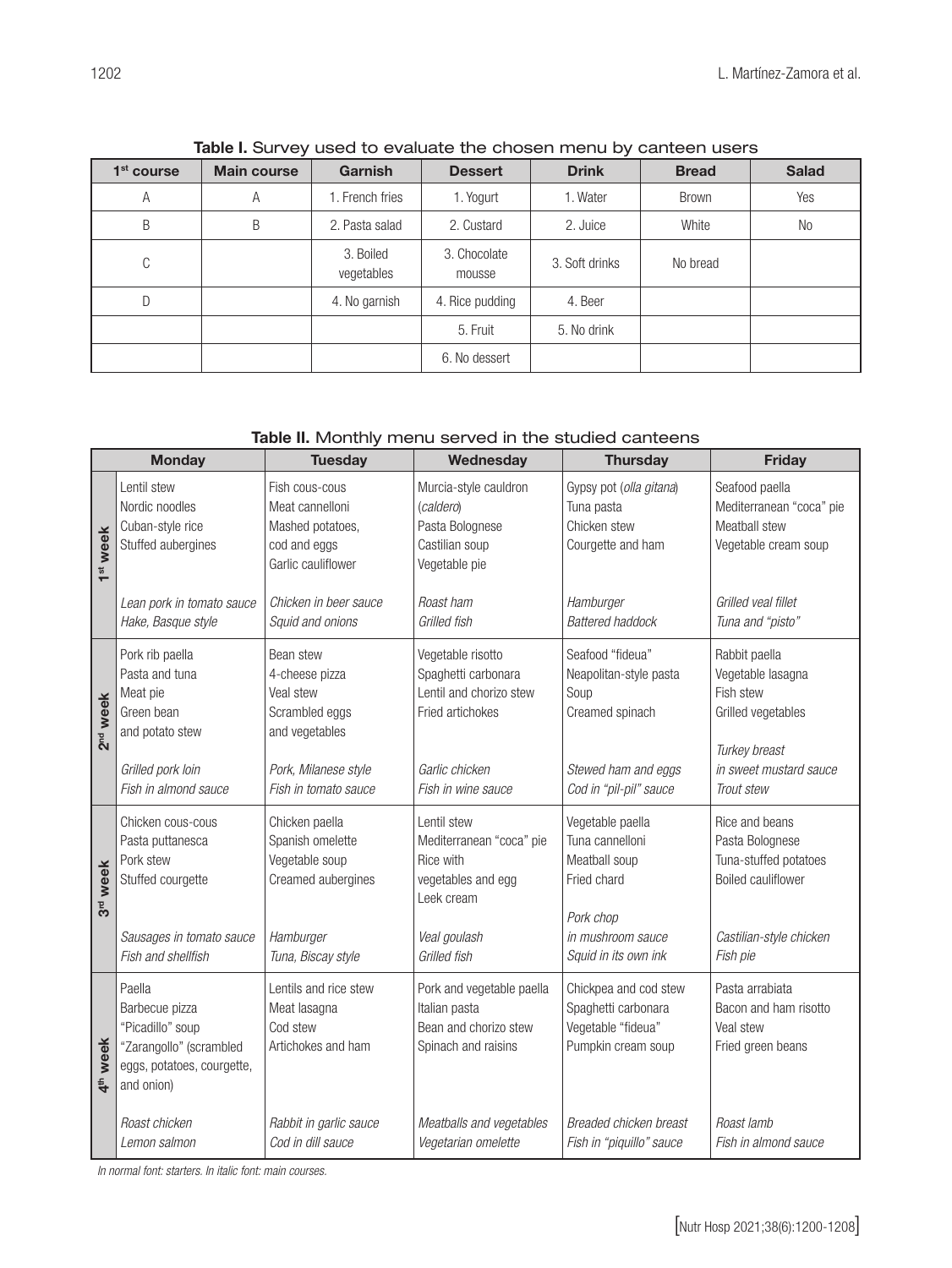**Table I.** Survey used to evaluate the chosen menu by canteen users

| 1st course | Main course | Garnish | Dessert | Drink | Bread | Salad |
|---|---|---|---|---|---|---|
| A | A | 1. French fries | 1. Yogurt | 1. Water | Brown | Yes |
| B | B | 2. Pasta salad | 2. Custard | 2. Juice | White | No |
| C | | 3. Boiled vegetables | 3. Chocolate mousse | 3. Soft drinks | No bread | |
| D | | 4. No garnish | 4. Rice pudding | 4. Beer | | |
| | | | 5. Fruit | 5. No drink | | |
| | | | 6. No dessert | | | |

**Table II.** Monthly menu served in the studied canteens

| | Monday | Tuesday | Wednesday | Thursday | Friday |
|---|---|---|---|---|---|
| 1st week | Lentil stew<br>Nordic noodles<br>Cuban-style rice<br>Stuffed aubergines<br><br>*Lean pork in tomato sauce*<br>*Hake, Basque style* | Fish cous-cous<br>Meat cannelloni<br>Mashed potatoes, cod and eggs<br>Garlic cauliflower<br><br>*Chicken in beer sauce*<br>*Squid and onions* | Murcia-style cauldron (*caldero*)<br>Pasta Bolognese<br>Castilian soup<br>Vegetable pie<br><br>*Roast ham*<br>*Grilled fish* | Gypsy pot (*olla gitana*)<br>Tuna pasta<br>Chicken stew<br>Courgette and ham<br><br>*Hamburger*<br>*Battered haddock* | Seafood paella<br>Mediterranean "coca" pie<br>Meatball stew<br>Vegetable cream soup<br><br>*Grilled veal fillet*<br>*Tuna and "pisto"* |
| 2nd week | Pork rib paella<br>Pasta and tuna<br>Meat pie<br>Green bean and potato stew<br><br>*Grilled pork loin*<br>*Fish in almond sauce* | Bean stew<br>4-cheese pizza<br>Veal stew<br>Scrambled eggs and vegetables<br><br>*Pork, Milanese style*<br>*Fish in tomato sauce* | Vegetable risotto<br>Spaghetti carbonara<br>Lentil and chorizo stew<br>Fried artichokes<br><br>*Garlic chicken*<br>*Fish in wine sauce* | Seafood "fideua"<br>Neapolitan-style pasta<br>Soup<br>Creamed spinach<br><br>*Stewed ham and eggs*<br>*Cod in "pil-pil" sauce* | Rabbit paella<br>Vegetable lasagna<br>Fish stew<br>Grilled vegetables<br><br>*Turkey breast in sweet mustard sauce*<br>*Trout stew* |
| 3rd week | Chicken cous-cous<br>Pasta puttanesca<br>Pork stew<br>Stuffed courgette<br><br>*Sausages in tomato sauce*<br>*Fish and shellfish* | Chicken paella<br>Spanish omelette<br>Vegetable soup<br>Creamed aubergines<br><br>*Hamburger*<br>*Tuna, Biscay style* | Lentil stew<br>Mediterranean "coca" pie<br>Rice with vegetables and egg<br>Leek cream<br><br>*Veal goulash*<br>*Grilled fish* | Vegetable paella<br>Tuna cannelloni<br>Meatball soup<br>Fried chard<br><br>*Pork chop in mushroom sauce*<br>*Squid in its own ink* | Rice and beans<br>Pasta Bolognese<br>Tuna-stuffed potatoes<br>Boiled cauliflower<br><br>*Castilian-style chicken*<br>*Fish pie* |
| 4th week | Paella<br>Barbecue pizza<br>"Picadillo" soup<br>"Zarangollo" (scrambled eggs, potatoes, courgette, and onion)<br><br>*Roast chicken*<br>*Lemon salmon* | Lentils and rice stew<br>Meat lasagna<br>Cod stew<br>Artichokes and ham<br><br>*Rabbit in garlic sauce*<br>*Cod in dill sauce* | Pork and vegetable paella<br>Italian pasta<br>Bean and chorizo stew<br>Spinach and raisins<br><br>*Meatballs and vegetables*<br>*Vegetarian omelette* | Chickpea and cod stew<br>Spaghetti carbonara<br>Vegetable "fideua"<br>Pumpkin cream soup<br><br>*Breaded chicken breast*<br>*Fish in "piquillo" sauce* | Pasta arrabiata<br>Bacon and ham risotto<br>Veal stew<br>Fried green beans<br><br>*Roast lamb*<br>*Fish in almond sauce* |

*In normal font: starters. In italic font: main courses.*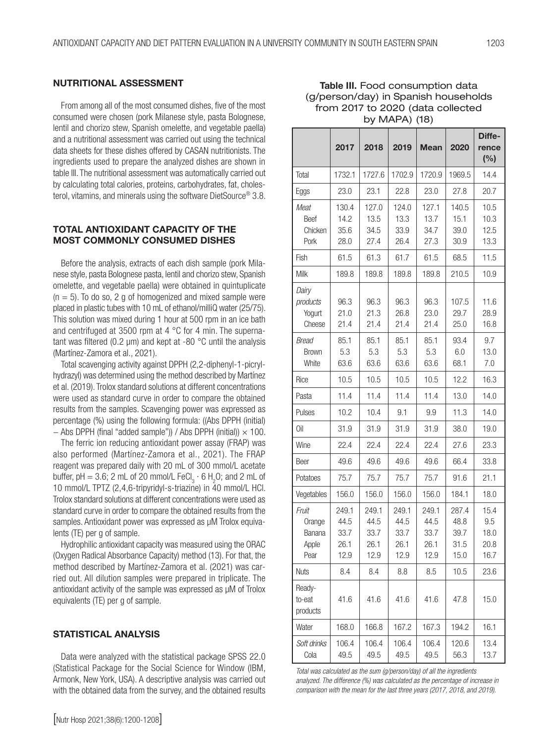## NUTRITIONAL ASSESSMENT

From among all of the most consumed dishes, five of the most consumed were chosen (pork Milanese style, pasta Bolognese, lentil and chorizo stew, Spanish omelette, and vegetable paella) and a nutritional assessment was carried out using the technical data sheets for these dishes offered by CASAN nutritionists. The ingredients used to prepare the analyzed dishes are shown in table III. The nutritional assessment was automatically carried out by calculating total calories, proteins, carbohydrates, fat, cholesterol, vitamins, and minerals using the software DietSource® 3.8.

## TOTAL ANTIOXIDANT CAPACITY OF THE MOST COMMONLY CONSUMED DISHES

Before the analysis, extracts of each dish sample (pork Milanese style, pasta Bolognese pasta, lentil and chorizo stew, Spanish omelette, and vegetable paella) were obtained in quintuplicate ($n = 5$). To do so, 2 g of homogenized and mixed sample were placed in plastic tubes with 10 mL of ethanol/milliQ water (25/75). This solution was mixed during 1 hour at 500 rpm in an ice bath and centrifuged at 3500 rpm at 4 °C for 4 min. The supernatant was filtered (0.2 µm) and kept at -80 °C until the analysis (Martínez-Zamora et al., 2021).

Total scavenging activity against DPPH (2,2-diphenyl-1-picrylhydrazyl) was determined using the method described by Martínez et al. (2019). Trolox standard solutions at different concentrations were used as standard curve in order to compare the obtained results from the samples. Scavenging power was expressed as percentage (%) using the following formula: ((Abs DPPH (initial) – Abs DPPH (final "added sample")) / Abs DPPH (initial)) $\times$ 100.

The ferric ion reducing antioxidant power assay (FRAP) was also performed (Martínez-Zamora et al., 2021). The FRAP reagent was prepared daily with 20 mL of 300 mmol/L acetate buffer, pH = 3.6; 2 mL of 20 mmol/L $FeCl_3 \cdot 6H_2O$; and 2 mL of 10 mmol/L TPTZ (2,4,6-tripyridyl-s-triazine) in 40 mmol/L HCl. Trolox standard solutions at different concentrations were used as standard curve in order to compare the obtained results from the samples. Antioxidant power was expressed as µM Trolox equivalents (TE) per g of sample.

Hydrophilic antioxidant capacity was measured using the ORAC (Oxygen Radical Absorbance Capacity) method (13). For that, the method described by Martínez-Zamora et al. (2021) was carried out. All dilution samples were prepared in triplicate. The antioxidant activity of the sample was expressed as µM of Trolox equivalents (TE) per g of sample.

## STATISTICAL ANALYSIS

Data were analyzed with the statistical package SPSS 22.0 (Statistical Package for the Social Science for Window (IBM, Armonk, New York, USA). A descriptive analysis was carried out with the obtained data from the survey, and the obtained results

**Table III.** Food consumption data (g/person/day) in Spanish households from 2017 to 2020 (data collected by MAPA) (18)

| | 2017 | 2018 | 2019 | Mean | 2020 | Difference (%) |
|---|---|---|---|---|---|---|
| Total | 1732.1 | 1727.6 | 1702.9 | 1720.9 | 1969.5 | 14.4 |
| Eggs | 23.0 | 23.1 | 22.8 | 23.0 | 27.8 | 20.7 |
| *Meat* | 130.4 | 127.0 | 124.0 | 127.1 | 140.5 | 10.5 |
| Beef | 14.2 | 13.5 | 13.3 | 13.7 | 15.1 | 10.3 |
| Chicken | 35.6 | 34.5 | 33.9 | 34.7 | 39.0 | 12.5 |
| Pork | 28.0 | 27.4 | 26.4 | 27.3 | 30.9 | 13.3 |
| Fish | 61.5 | 61.3 | 61.7 | 61.5 | 68.5 | 11.5 |
| Milk | 189.8 | 189.8 | 189.8 | 189.8 | 210.5 | 10.9 |
| *Dairy products* | 96.3 | 96.3 | 96.3 | 96.3 | 107.5 | 11.6 |
| Yogurt | 21.0 | 21.3 | 26.8 | 23.0 | 29.7 | 28.9 |
| Cheese | 21.4 | 21.4 | 21.4 | 21.4 | 25.0 | 16.8 |
| *Bread* | 85.1 | 85.1 | 85.1 | 85.1 | 93.4 | 9.7 |
| Brown | 5.3 | 5.3 | 5.3 | 5.3 | 6.0 | 13.0 |
| White | 63.6 | 63.6 | 63.6 | 63.6 | 68.1 | 7.0 |
| Rice | 10.5 | 10.5 | 10.5 | 10.5 | 12.2 | 16.3 |
| Pasta | 11.4 | 11.4 | 11.4 | 11.4 | 13.0 | 14.0 |
| Pulses | 10.2 | 10.4 | 9.1 | 9.9 | 11.3 | 14.0 |
| Oil | 31.9 | 31.9 | 31.9 | 31.9 | 38.0 | 19.0 |
| Wine | 22.4 | 22.4 | 22.4 | 22.4 | 27.6 | 23.3 |
| Beer | 49.6 | 49.6 | 49.6 | 49.6 | 66.4 | 33.8 |
| Potatoes | 75.7 | 75.7 | 75.7 | 75.7 | 91.6 | 21.1 |
| Vegetables | 156.0 | 156.0 | 156.0 | 156.0 | 184.1 | 18.0 |
| *Fruit* | 249.1 | 249.1 | 249.1 | 249.1 | 287.4 | 15.4 |
| Orange | 44.5 | 44.5 | 44.5 | 44.5 | 48.8 | 9.5 |
| Banana | 33.7 | 33.7 | 33.7 | 33.7 | 39.7 | 18.0 |
| Apple | 26.1 | 26.1 | 26.1 | 26.1 | 31.5 | 20.8 |
| Pear | 12.9 | 12.9 | 12.9 | 12.9 | 15.0 | 16.7 |
| Nuts | 8.4 | 8.4 | 8.8 | 8.5 | 10.5 | 23.6 |
| Ready-to-eat products | 41.6 | 41.6 | 41.6 | 41.6 | 47.8 | 15.0 |
| Water | 168.0 | 166.8 | 167.2 | 167.3 | 194.2 | 16.1 |
| *Soft drinks* | 106.4 | 106.4 | 106.4 | 106.4 | 120.6 | 13.4 |
| Cola | 49.5 | 49.5 | 49.5 | 49.5 | 56.3 | 13.7 |

*Total was calculated as the sum (g/person/day) of all the ingredients analyzed. The difference (%) was calculated as the percentage of increase in comparison with the mean for the last three years (2017, 2018, and 2019).*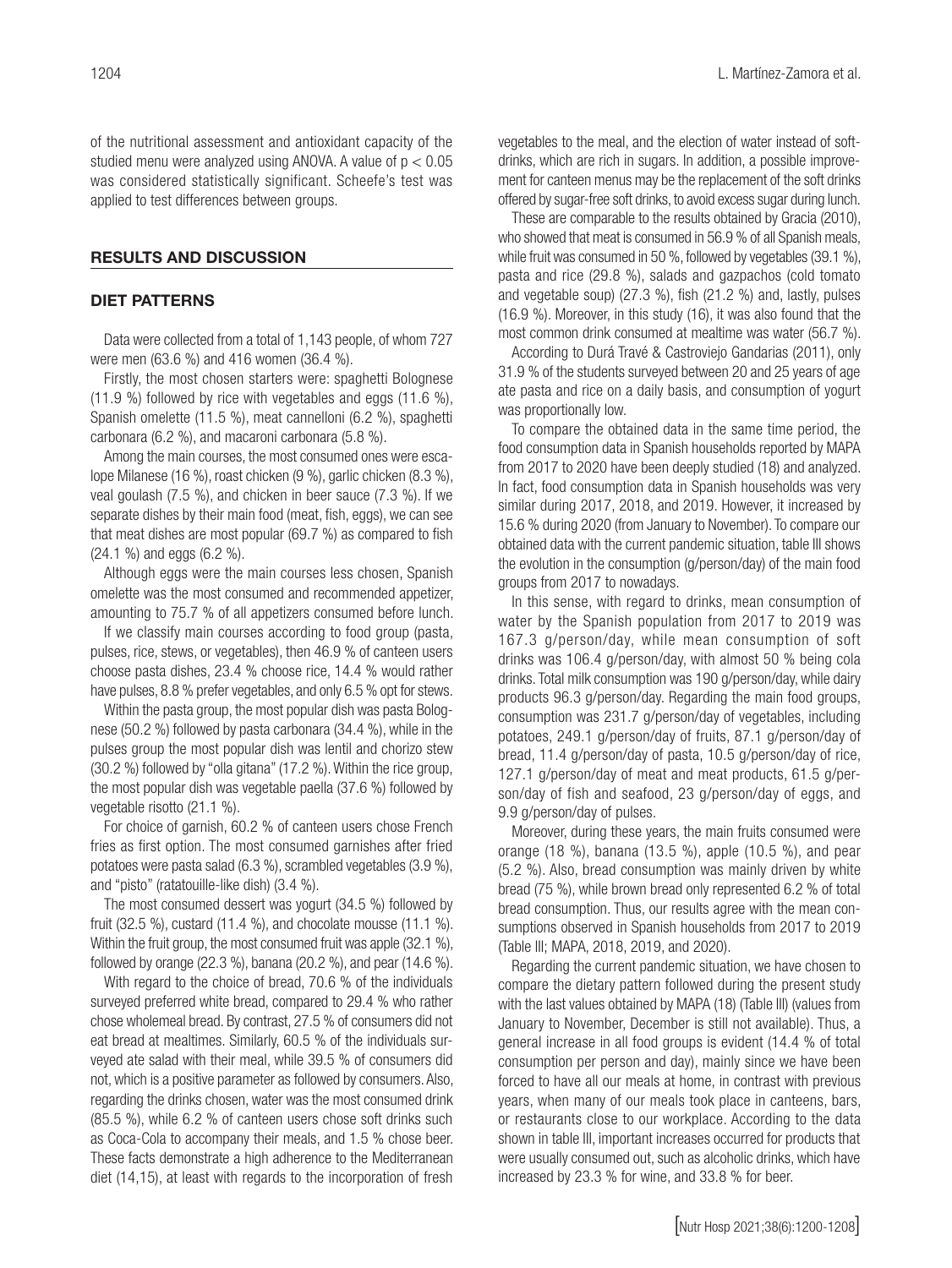of the nutritional assessment and antioxidant capacity of the studied menu were analyzed using ANOVA. A value of $p < 0.05$ was considered statistically significant. Scheefe's test was applied to test differences between groups.

## RESULTS AND DISCUSSION

### DIET PATTERNS

Data were collected from a total of 1,143 people, of whom 727 were men (63.6 %) and 416 women (36.4 %).

Firstly, the most chosen starters were: spaghetti Bolognese (11.9 %) followed by rice with vegetables and eggs (11.6 %), Spanish omelette (11.5 %), meat cannelloni (6.2 %), spaghetti carbonara (6.2 %), and macaroni carbonara (5.8 %).

Among the main courses, the most consumed ones were escalope Milanese (16 %), roast chicken (9 %), garlic chicken (8.3 %), veal goulash (7.5 %), and chicken in beer sauce (7.3 %). If we separate dishes by their main food (meat, fish, eggs), we can see that meat dishes are most popular (69.7 %) as compared to fish (24.1 %) and eggs (6.2 %).

Although eggs were the main courses less chosen, Spanish omelette was the most consumed and recommended appetizer, amounting to 75.7 % of all appetizers consumed before lunch.

If we classify main courses according to food group (pasta, pulses, rice, stews, or vegetables), then 46.9 % of canteen users choose pasta dishes, 23.4 % choose rice, 14.4 % would rather have pulses, 8.8 % prefer vegetables, and only 6.5 % opt for stews.

Within the pasta group, the most popular dish was pasta Bolognese (50.2 %) followed by pasta carbonara (34.4 %), while in the pulses group the most popular dish was lentil and chorizo stew (30.2 %) followed by "olla gitana" (17.2 %). Within the rice group, the most popular dish was vegetable paella (37.6 %) followed by vegetable risotto (21.1 %).

For choice of garnish, 60.2 % of canteen users chose French fries as first option. The most consumed garnishes after fried potatoes were pasta salad (6.3 %), scrambled vegetables (3.9 %), and "pisto" (ratatouille-like dish) (3.4 %).

The most consumed dessert was yogurt (34.5 %) followed by fruit (32.5 %), custard (11.4 %), and chocolate mousse (11.1 %). Within the fruit group, the most consumed fruit was apple (32.1 %), followed by orange (22.3 %), banana (20.2 %), and pear (14.6 %).

With regard to the choice of bread, 70.6 % of the individuals surveyed preferred white bread, compared to 29.4 % who rather chose wholemeal bread. By contrast, 27.5 % of consumers did not eat bread at mealtimes. Similarly, 60.5 % of the individuals surveyed ate salad with their meal, while 39.5 % of consumers did not, which is a positive parameter as followed by consumers. Also, regarding the drinks chosen, water was the most consumed drink (85.5 %), while 6.2 % of canteen users chose soft drinks such as Coca-Cola to accompany their meals, and 1.5 % chose beer. These facts demonstrate a high adherence to the Mediterranean diet (14,15), at least with regards to the incorporation of fresh vegetables to the meal, and the election of water instead of soft-drinks, which are rich in sugars. In addition, a possible improvement for canteen menus may be the replacement of the soft drinks offered by sugar-free soft drinks, to avoid excess sugar during lunch.

These are comparable to the results obtained by Gracia (2010), who showed that meat is consumed in 56.9 % of all Spanish meals, while fruit was consumed in 50 %, followed by vegetables (39.1 %), pasta and rice (29.8 %), salads and gazpachos (cold tomato and vegetable soup) (27.3 %), fish (21.2 %) and, lastly, pulses (16.9 %). Moreover, in this study (16), it was also found that the most common drink consumed at mealtime was water (56.7 %).

According to Durá Travé & Castroviejo Gandarias (2011), only 31.9 % of the students surveyed between 20 and 25 years of age ate pasta and rice on a daily basis, and consumption of yogurt was proportionally low.

To compare the obtained data in the same time period, the food consumption data in Spanish households reported by MAPA from 2017 to 2020 have been deeply studied (18) and analyzed. In fact, food consumption data in Spanish households was very similar during 2017, 2018, and 2019. However, it increased by 15.6 % during 2020 (from January to November). To compare our obtained data with the current pandemic situation, table III shows the evolution in the consumption (g/person/day) of the main food groups from 2017 to nowadays.

In this sense, with regard to drinks, mean consumption of water by the Spanish population from 2017 to 2019 was 167.3 g/person/day, while mean consumption of soft drinks was 106.4 g/person/day, with almost 50 % being cola drinks. Total milk consumption was 190 g/person/day, while dairy products 96.3 g/person/day. Regarding the main food groups, consumption was 231.7 g/person/day of vegetables, including potatoes, 249.1 g/person/day of fruits, 87.1 g/person/day of bread, 11.4 g/person/day of pasta, 10.5 g/person/day of rice, 127.1 g/person/day of meat and meat products, 61.5 g/person/day of fish and seafood, 23 g/person/day of eggs, and 9.9 g/person/day of pulses.

Moreover, during these years, the main fruits consumed were orange (18 %), banana (13.5 %), apple (10.5 %), and pear (5.2 %). Also, bread consumption was mainly driven by white bread (75 %), while brown bread only represented 6.2 % of total bread consumption. Thus, our results agree with the mean consumptions observed in Spanish households from 2017 to 2019 (Table III; MAPA, 2018, 2019, and 2020).

Regarding the current pandemic situation, we have chosen to compare the dietary pattern followed during the present study with the last values obtained by MAPA (18) (Table III) (values from January to November, December is still not available). Thus, a general increase in all food groups is evident (14.4 % of total consumption per person and day), mainly since we have been forced to have all our meals at home, in contrast with previous years, when many of our meals took place in canteens, bars, or restaurants close to our workplace. According to the data shown in table III, important increases occurred for products that were usually consumed out, such as alcoholic drinks, which have increased by 23.3 % for wine, and 33.8 % for beer.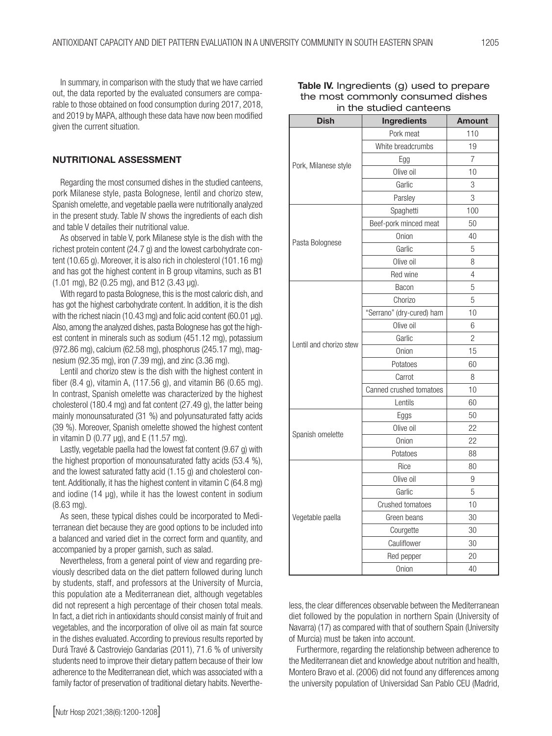In summary, in comparison with the study that we have carried out, the data reported by the evaluated consumers are comparable to those obtained on food consumption during 2017, 2018, and 2019 by MAPA, although these data have now been modified given the current situation.

## NUTRITIONAL ASSESSMENT

Regarding the most consumed dishes in the studied canteens, pork Milanese style, pasta Bolognese, lentil and chorizo stew, Spanish omelette, and vegetable paella were nutritionally analyzed in the present study. Table IV shows the ingredients of each dish and table V detailes their nutritional value.

As observed in table V, pork Milanese style is the dish with the richest protein content (24.7 g) and the lowest carbohydrate content (10.65 g). Moreover, it is also rich in cholesterol (101.16 mg) and has got the highest content in B group vitamins, such as B1 (1.01 mg), B2 (0.25 mg), and B12 (3.43 µg).

With regard to pasta Bolognese, this is the most caloric dish, and has got the highest carbohydrate content. In addition, it is the dish with the richest niacin (10.43 mg) and folic acid content (60.01 µg). Also, among the analyzed dishes, pasta Bolognese has got the highest content in minerals such as sodium (451.12 mg), potassium (972.86 mg), calcium (62.58 mg), phosphorus (245.17 mg), magnesium (92.35 mg), iron (7.39 mg), and zinc (3.36 mg).

Lentil and chorizo stew is the dish with the highest content in fiber (8.4 g), vitamin A, (117.56 g), and vitamin B6 (0.65 mg). In contrast, Spanish omelette was characterized by the highest cholesterol (180.4 mg) and fat content (27.49 g), the latter being mainly monounsaturated (31 %) and polyunsaturated fatty acids (39 %). Moreover, Spanish omelette showed the highest content in vitamin D (0.77 µg), and E (11.57 mg).

Lastly, vegetable paella had the lowest fat content (9.67 g) with the highest proportion of monounsaturated fatty acids (53.4 %), and the lowest saturated fatty acid (1.15 g) and cholesterol content. Additionally, it has the highest content in vitamin C (64.8 mg) and iodine (14 µg), while it has the lowest content in sodium (8.63 mg).

As seen, these typical dishes could be incorporated to Mediterranean diet because they are good options to be included into a balanced and varied diet in the correct form and quantity, and accompanied by a proper garnish, such as salad.

Nevertheless, from a general point of view and regarding previously described data on the diet pattern followed during lunch by students, staff, and professors at the University of Murcia, this population ate a Mediterranean diet, although vegetables did not represent a high percentage of their chosen total meals. In fact, a diet rich in antioxidants should consist mainly of fruit and vegetables, and the incorporation of olive oil as main fat source in the dishes evaluated. According to previous results reported by Durá Travé & Castroviejo Gandarias (2011), 71.6 % of university students need to improve their dietary pattern because of their low adherence to the Mediterranean diet, which was associated with a family factor of preservation of traditional dietary habits. Nevertheless, the clear differences observable between the Mediterranean diet followed by the population in northern Spain (University of Navarra) (17) as compared with that of southern Spain (University of Murcia) must be taken into account.

**Table IV.** Ingredients (g) used to prepare the most commonly consumed dishes in the studied canteens

| Dish | Ingredients | Amount |
|---|---|---|
| Pork, Milanese style | Pork meat | 110 |
| | White breadcrumbs | 19 |
| | Egg | 7 |
| | Olive oil | 10 |
| | Garlic | 3 |
| | Parsley | 3 |
| Pasta Bolognese | Spaghetti | 100 |
| | Beef-pork minced meat | 50 |
| | Onion | 40 |
| | Garlic | 5 |
| | Olive oil | 8 |
| | Red wine | 4 |
| Lentil and chorizo stew | Bacon | 5 |
| | Chorizo | 5 |
| | "Serrano" (dry-cured) ham | 10 |
| | Olive oil | 6 |
| | Garlic | 2 |
| | Onion | 15 |
| | Potatoes | 60 |
| | Carrot | 8 |
| | Canned crushed tomatoes | 10 |
| | Lentils | 60 |
| Spanish omelette | Eggs | 50 |
| | Olive oil | 22 |
| | Onion | 22 |
| | Potatoes | 88 |
| Vegetable paella | Rice | 80 |
| | Olive oil | 9 |
| | Garlic | 5 |
| | Crushed tomatoes | 10 |
| | Green beans | 30 |
| | Courgette | 30 |
| | Cauliflower | 30 |
| | Red pepper | 20 |
| | Onion | 40 |

Furthermore, regarding the relationship between adherence to the Mediterranean diet and knowledge about nutrition and health, Montero Bravo et al. (2006) did not found any differences among the university population of Universidad San Pablo CEU (Madrid,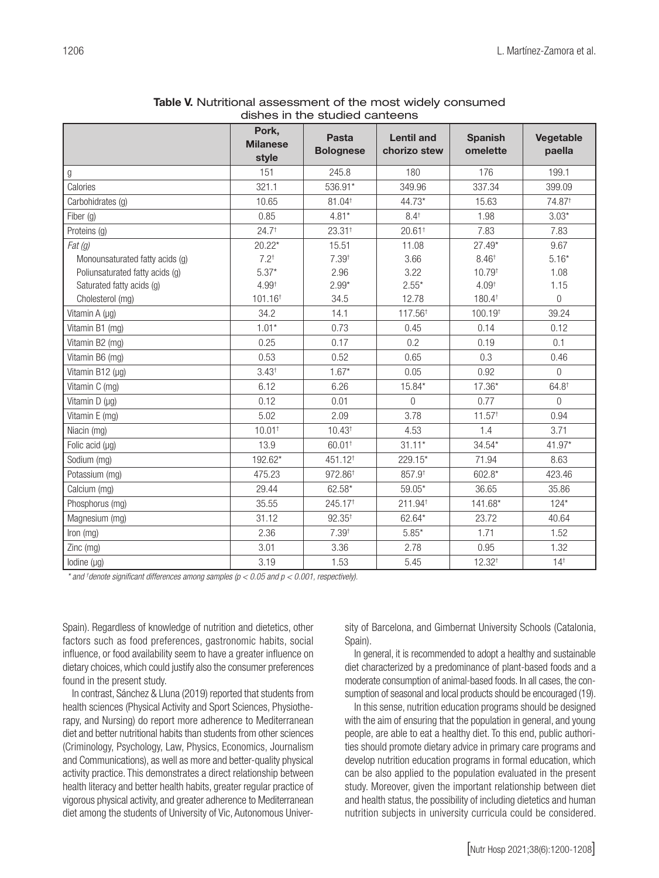**Table V.** Nutritional assessment of the most widely consumed dishes in the studied canteens

| | Pork, Milanese style | Pasta Bolognese | Lentil and chorizo stew | Spanish omelette | Vegetable paella |
|---|---|---|---|---|---|
| g | 151 | 245.8 | 180 | 176 | 199.1 |
| Calories | 321.1 | 536.91* | 349.96 | 337.34 | 399.09 |
| Carbohidrates (g) | 10.65 | 81.04† | 44.73* | 15.63 | 74.87† |
| Fiber (g) | 0.85 | 4.81* | 8.4† | 1.98 | 3.03* |
| Proteins (g) | 24.7† | 23.31† | 20.61† | 7.83 | 7.83 |
| *Fat (g)* | 20.22* | 15.51 | 11.08 | 27.49* | 9.67 |
| Monounsaturated fatty acids (g) | 7.2† | 7.39† | 3.66 | 8.46† | 5.16* |
| Poliunsaturated fatty acids (g) | 5.37* | 2.96 | 3.22 | 10.79† | 1.08 |
| Saturated fatty acids (g) | 4.99† | 2.99* | 2.55* | 4.09† | 1.15 |
| Cholesterol (mg) | 101.16† | 34.5 | 12.78 | 180.4† | 0 |
| Vitamin A (µg) | 34.2 | 14.1 | 117.56† | 100.19† | 39.24 |
| Vitamin B1 (mg) | 1.01* | 0.73 | 0.45 | 0.14 | 0.12 |
| Vitamin B2 (mg) | 0.25 | 0.17 | 0.2 | 0.19 | 0.1 |
| Vitamin B6 (mg) | 0.53 | 0.52 | 0.65 | 0.3 | 0.46 |
| Vitamin B12 (µg) | 3.43† | 1.67* | 0.05 | 0.92 | 0 |
| Vitamin C (mg) | 6.12 | 6.26 | 15.84* | 17.36* | 64.8† |
| Vitamin D (µg) | 0.12 | 0.01 | 0 | 0.77 | 0 |
| Vitamin E (mg) | 5.02 | 2.09 | 3.78 | 11.57† | 0.94 |
| Niacin (mg) | 10.01† | 10.43† | 4.53 | 1.4 | 3.71 |
| Folic acid (µg) | 13.9 | 60.01† | 31.11* | 34.54* | 41.97* |
| Sodium (mg) | 192.62* | 451.12† | 229.15* | 71.94 | 8.63 |
| Potassium (mg) | 475.23 | 972.86† | 857.9† | 602.8* | 423.46 |
| Calcium (mg) | 29.44 | 62.58* | 59.05* | 36.65 | 35.86 |
| Phosphorus (mg) | 35.55 | 245.17† | 211.94† | 141.68* | 124* |
| Magnesium (mg) | 31.12 | 92.35† | 62.64* | 23.72 | 40.64 |
| Iron (mg) | 2.36 | 7.39† | 5.85* | 1.71 | 1.52 |
| Zinc (mg) | 3.01 | 3.36 | 2.78 | 0.95 | 1.32 |
| Iodine (µg) | 3.19 | 1.53 | 5.45 | 12.32† | 14† |

*\* and † denote significant differences among samples ($p < 0.05$ and $p < 0.001$, respectively).*

Spain). Regardless of knowledge of nutrition and dietetics, other factors such as food preferences, gastronomic habits, social influence, or food availability seem to have a greater influence on dietary choices, which could justify also the consumer preferences found in the present study.

In contrast, Sánchez & Lluna (2019) reported that students from health sciences (Physical Activity and Sport Sciences, Physiotherapy, and Nursing) do report more adherence to Mediterranean diet and better nutritional habits than students from other sciences (Criminology, Psychology, Law, Physics, Economics, Journalism and Communications), as well as more and better-quality physical activity practice. This demonstrates a direct relationship between health literacy and better health habits, greater regular practice of vigorous physical activity, and greater adherence to Mediterranean diet among the students of University of Vic, Autonomous University of Barcelona, and Gimbernat University Schools (Catalonia, Spain).

In general, it is recommended to adopt a healthy and sustainable diet characterized by a predominance of plant-based foods and a moderate consumption of animal-based foods. In all cases, the consumption of seasonal and local products should be encouraged (19).

In this sense, nutrition education programs should be designed with the aim of ensuring that the population in general, and young people, are able to eat a healthy diet. To this end, public authorities should promote dietary advice in primary care programs and develop nutrition education programs in formal education, which can be also applied to the population evaluated in the present study. Moreover, given the important relationship between diet and health status, the possibility of including dietetics and human nutrition subjects in university curricula could be considered.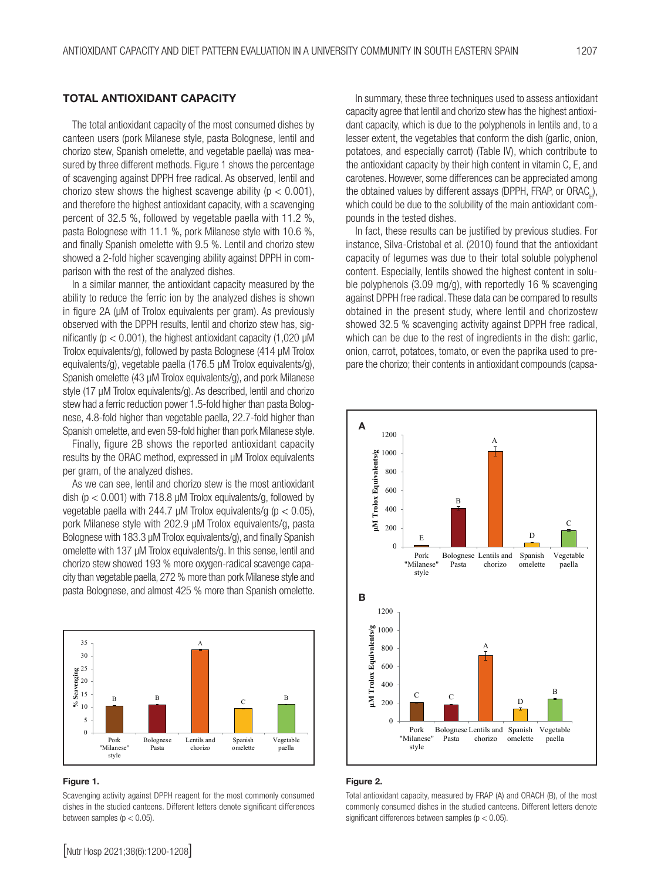## TOTAL ANTIOXIDANT CAPACITY

The total antioxidant capacity of the most consumed dishes by canteen users (pork Milanese style, pasta Bolognese, lentil and chorizo stew, Spanish omelette, and vegetable paella) was measured by three different methods. Figure 1 shows the percentage of scavenging against DPPH free radical. As observed, lentil and chorizo stew shows the highest scavenge ability ($p < 0.001$), and therefore the highest antioxidant capacity, with a scavenging percent of 32.5 %, followed by vegetable paella with 11.2 %, pasta Bolognese with 11.1 %, pork Milanese style with 10.6 %, and finally Spanish omelette with 9.5 %. Lentil and chorizo stew showed a 2-fold higher scavenging ability against DPPH in comparison with the rest of the analyzed dishes.

In a similar manner, the antioxidant capacity measured by the ability to reduce the ferric ion by the analyzed dishes is shown in figure 2A (µM of Trolox equivalents per gram). As previously observed with the DPPH results, lentil and chorizo stew has, significantly ($p < 0.001$), the highest antioxidant capacity (1,020 µM Trolox equivalents/g), followed by pasta Bolognese (414 µM Trolox equivalents/g), vegetable paella (176.5 µM Trolox equivalents/g), Spanish omelette (43 µM Trolox equivalents/g), and pork Milanese style (17 µM Trolox equivalents/g). As described, lentil and chorizo stew had a ferric reduction power 1.5-fold higher than pasta Bolognese, 4.8-fold higher than vegetable paella, 22.7-fold higher than Spanish omelette, and even 59-fold higher than pork Milanese style.

Finally, figure 2B shows the reported antioxidant capacity results by the ORAC method, expressed in µM Trolox equivalents per gram, of the analyzed dishes.

As we can see, lentil and chorizo stew is the most antioxidant dish ($p < 0.001$) with 718.8 µM Trolox equivalents/g, followed by vegetable paella with 244.7 µM Trolox equivalents/g ($p < 0.05$), pork Milanese style with 202.9 µM Trolox equivalents/g, pasta Bolognese with 183.3 µM Trolox equivalents/g), and finally Spanish omelette with 137 µM Trolox equivalents/g. In this sense, lentil and chorizo stew showed 193 % more oxygen-radical scavenge capacity than vegetable paella, 272 % more than pork Milanese style and pasta Bolognese, and almost 425 % more than Spanish omelette.

**Figure 1.**

Scavenging activity against DPPH reagent for the most commonly consumed dishes in the studied canteens. Different letters denote significant differences between samples ($p < 0.05$).

In summary, these three techniques used to assess antioxidant capacity agree that lentil and chorizo stew has the highest antioxidant capacity, which is due to the polyphenols in lentils and, to a lesser extent, the vegetables that conform the dish (garlic, onion, potatoes, and especially carrot) (Table IV), which contribute to the antioxidant capacity by their high content in vitamin C, E, and carotenes. However, some differences can be appreciated among the obtained values by different assays (DPPH, FRAP, or $ORAC_H$), which could be due to the solubility of the main antioxidant compounds in the tested dishes.

In fact, these results can be justified by previous studies. For instance, Silva-Cristobal et al. (2010) found that the antioxidant capacity of legumes was due to their total soluble polyphenol content. Especially, lentils showed the highest content in soluble polyphenols (3.09 mg/g), with reportedly 16 % scavenging against DPPH free radical. These data can be compared to results obtained in the present study, where lentil and chorizostew showed 32.5 % scavenging activity against DPPH free radical, which can be due to the rest of ingredients in the dish: garlic, onion, carrot, potatoes, tomato, or even the paprika used to prepare the chorizo; their contents in antioxidant compounds (capsa-

**Figure 2.**

Total antioxidant capacity, measured by FRAP (A) and ORACH (B), of the most commonly consumed dishes in the studied canteens. Different letters denote significant differences between samples ($p < 0.05$).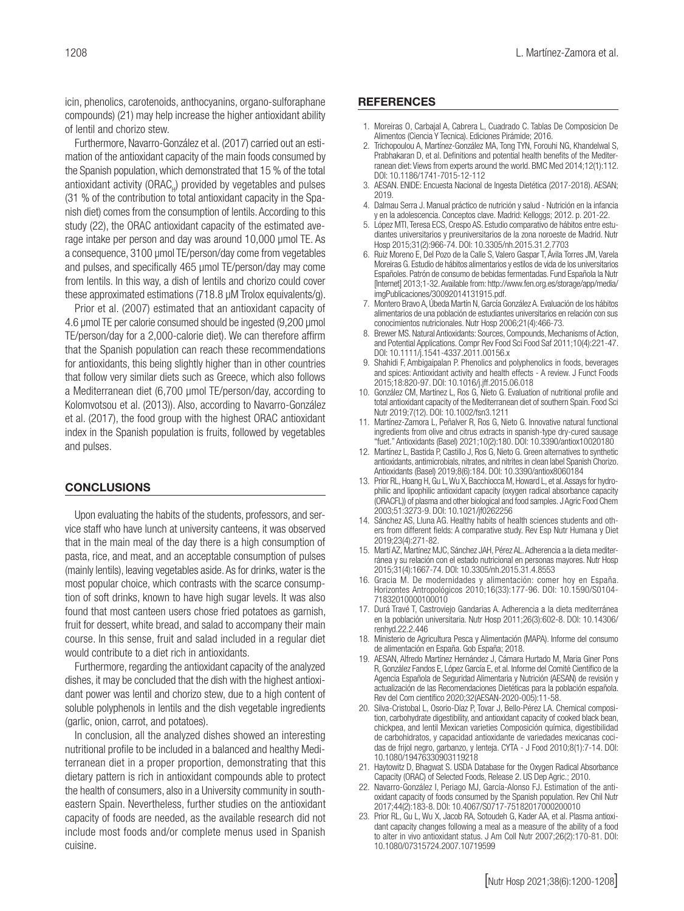icin, phenolics, carotenoids, anthocyanins, organo-sulforaphane compounds) (21) may help increase the higher antioxidant ability of lentil and chorizo stew.

Furthermore, Navarro-González et al. (2017) carried out an estimation of the antioxidant capacity of the main foods consumed by the Spanish population, which demonstrated that 15 % of the total antioxidant activity ($ORAC_H$) provided by vegetables and pulses (31 % of the contribution to total antioxidant capacity in the Spanish diet) comes from the consumption of lentils. According to this study (22), the ORAC antioxidant capacity of the estimated average intake per person and day was around 10,000 µmol TE. As a consequence, 3100 µmol TE/person/day come from vegetables and pulses, and specifically 465 µmol TE/person/day may come from lentils. In this way, a dish of lentils and chorizo could cover these approximated estimations (718.8 µM Trolox equivalents/g).

Prior et al. (2007) estimated that an antioxidant capacity of 4.6 µmol TE per calorie consumed should be ingested (9,200 µmol TE/person/day for a 2,000-calorie diet). We can therefore affirm that the Spanish population can reach these recommendations for antioxidants, this being slightly higher than in other countries that follow very similar diets such as Greece, which also follows a Mediterranean diet (6,700 µmol TE/person/day, according to Kolomvotsou et al. (2013)). Also, according to Navarro-González et al. (2017), the food group with the highest ORAC antioxidant index in the Spanish population is fruits, followed by vegetables and pulses.

## CONCLUSIONS

Upon evaluating the habits of the students, professors, and service staff who have lunch at university canteens, it was observed that in the main meal of the day there is a high consumption of pasta, rice, and meat, and an acceptable consumption of pulses (mainly lentils), leaving vegetables aside. As for drinks, water is the most popular choice, which contrasts with the scarce consumption of soft drinks, known to have high sugar levels. It was also found that most canteen users chose fried potatoes as garnish, fruit for dessert, white bread, and salad to accompany their main course. In this sense, fruit and salad included in a regular diet would contribute to a diet rich in antioxidants.

Furthermore, regarding the antioxidant capacity of the analyzed dishes, it may be concluded that the dish with the highest antioxidant power was lentil and chorizo stew, due to a high content of soluble polyphenols in lentils and the dish vegetable ingredients (garlic, onion, carrot, and potatoes).

In conclusion, all the analyzed dishes showed an interesting nutritional profile to be included in a balanced and healthy Mediterranean diet in a proper proportion, demonstrating that this dietary pattern is rich in antioxidant compounds able to protect the health of consumers, also in a University community in southeastern Spain. Nevertheless, further studies on the antioxidant capacity of foods are needed, as the available research did not include most foods and/or complete menus used in Spanish cuisine.

## REFERENCES

1. Moreiras O, Carbajal A, Cabrera L, Cuadrado C. Tablas De Composicion De Alimentos (Ciencia Y Tecnica). Ediciones Pirámide; 2016.
2. Trichopoulou A, Martínez-González MA, Tong TYN, Forouhi NG, Khandelwal S, Prabhakaran D, et al. Definitions and potential health benefits of the Mediterranean diet: Views from experts around the world. BMC Med 2014;12(1):112. DOI: 10.1186/1741-7015-12-112
3. AESAN. ENIDE: Encuesta Nacional de Ingesta Dietética (2017-2018). AESAN; 2019.
4. Dalmau Serra J. Manual práctico de nutrición y salud - Nutrición en la infancia y en la adolescencia. Conceptos clave. Madrid: Kelloggs; 2012. p. 201-22.
5. López MTI, Teresa ECS, Crespo AS. Estudio comparativo de hábitos entre estudiantes universitarios y preuniversitarios de la zona noroeste de Madrid. Nutr Hosp 2015;31(2):966-74. DOI: 10.3305/nh.2015.31.2.7703
6. Ruiz Moreno E, Del Pozo de la Calle S, Valero Gaspar T, Ávila Torres JM, Varela Moreiras G. Estudio de hábitos alimentarios y estilos de vida de los universitarios Españoles. Patrón de consumo de bebidas fermentadas. Fund Española la Nutr [Internet] 2013;1-32. Available from: http://www.fen.org.es/storage/app/media/imgPublicaciones/30092014131915.pdf.
7. Montero Bravo A, Úbeda Martín N, García González A. Evaluación de los hábitos alimentarios de una población de estudiantes universitarios en relación con sus conocimientos nutricionales. Nutr Hosp 2006;21(4):466-73.
8. Brewer MS. Natural Antioxidants: Sources, Compounds, Mechanisms of Action, and Potential Applications. Compr Rev Food Sci Food Saf 2011;10(4):221-47. DOI: 10.1111/j.1541-4337.2011.00156.x
9. Shahidi F, Ambigaipalan P. Phenolics and polyphenolics in foods, beverages and spices: Antioxidant activity and health effects - A review. J Funct Foods 2015;18:820-97. DOI: 10.1016/j.jff.2015.06.018
10. González CM, Martínez L, Ros G, Nieto G. Evaluation of nutritional profile and total antioxidant capacity of the Mediterranean diet of southern Spain. Food Sci Nutr 2019;7(12). DOI: 10.1002/fsn3.1211
11. Martínez-Zamora L, Peñalver R, Ros G, Nieto G. Innovative natural functional ingredients from olive and citrus extracts in spanish-type dry-cured sausage "fuet." Antioxidants (Basel) 2021;10(2):180. DOI: 10.3390/antiox10020180
12. Martínez L, Bastida P, Castillo J, Ros G, Nieto G. Green alternatives to synthetic antioxidants, antimicrobials, nitrates, and nitrites in clean label Spanish Chorizo. Antioxidants (Basel) 2019;8(6):184. DOI: 10.3390/antiox8060184
13. Prior RL, Hoang H, Gu L, Wu X, Bacchiocca M, Howard L, et al. Assays for hydrophilic and lipophilic antioxidant capacity (oxygen radical absorbance capacity (ORACFL)) of plasma and other biological and food samples. J Agric Food Chem 2003;51:3273-9. DOI: 10.1021/jf0262256
14. Sánchez AS, Lluna AG. Healthy habits of health sciences students and others from different fields: A comparative study. Rev Esp Nutr Humana y Diet 2019;23(4):271-82.
15. Martí AZ, Martínez MJC, Sánchez JAH, Pérez AL. Adherencia a la dieta mediterránea y su relación con el estado nutricional en personas mayores. Nutr Hosp 2015;31(4):1667-74. DOI: 10.3305/nh.2015.31.4.8553
16. Gracia M. De modernidades y alimentación: comer hoy en España. Horizontes Antropológicos 2010;16(33):177-96. DOI: 10.1590/S0104-71832010000100010
17. Durá Travé T, Castroviejo Gandarias A. Adherencia a la dieta mediterránea en la población universitaria. Nutr Hosp 2011;26(3):602-8. DOI: 10.14306/renhyd.22.2.446
18. Ministerio de Agricultura Pesca y Alimentación (MAPA). Informe del consumo de alimentación en España. Gob España; 2018.
19. AESAN, Alfredo Martínez Hernández J, Cámara Hurtado M, Maria Giner Pons R, González Fandos E, López García E, et al. Informe del Comité Científico de la Agencia Española de Seguridad Alimentaria y Nutrición (AESAN) de revisión y actualización de las Recomendaciones Dietéticas para la población española. Rev del Com científico 2020;32(AESAN-2020-005):11-58.
20. Silva-Cristobal L, Osorio-Díaz P, Tovar J, Bello-Pérez LA. Chemical composition, carbohydrate digestibility, and antioxidant capacity of cooked black bean, chickpea, and lentil Mexican varieties Composición química, digestibilidad de carbohidratos, y capacidad antioxidante de variedades mexicanas cocidas de frijol negro, garbanzo, y lenteja. CYTA - J Food 2010;8(1):7-14. DOI: 10.1080/19476330903119218
21. Haytowitz D, Bhagwat S. USDA Database for the Oxygen Radical Absorbance Capacity (ORAC) of Selected Foods, Release 2. US Dep Agric.; 2010.
22. Navarro-González I, Periago MJ, García-Alonso FJ. Estimation of the antioxidant capacity of foods consumed by the Spanish population. Rev Chil Nutr 2017;44(2):183-8. DOI: 10.4067/S0717-75182017000200010
23. Prior RL, Gu L, Wu X, Jacob RA, Sotoudeh G, Kader AA, et al. Plasma antioxidant capacity changes following a meal as a measure of the ability of a food to alter in vivo antioxidant status. J Am Coll Nutr 2007;26(2):170-81. DOI: 10.1080/07315724.2007.10719599